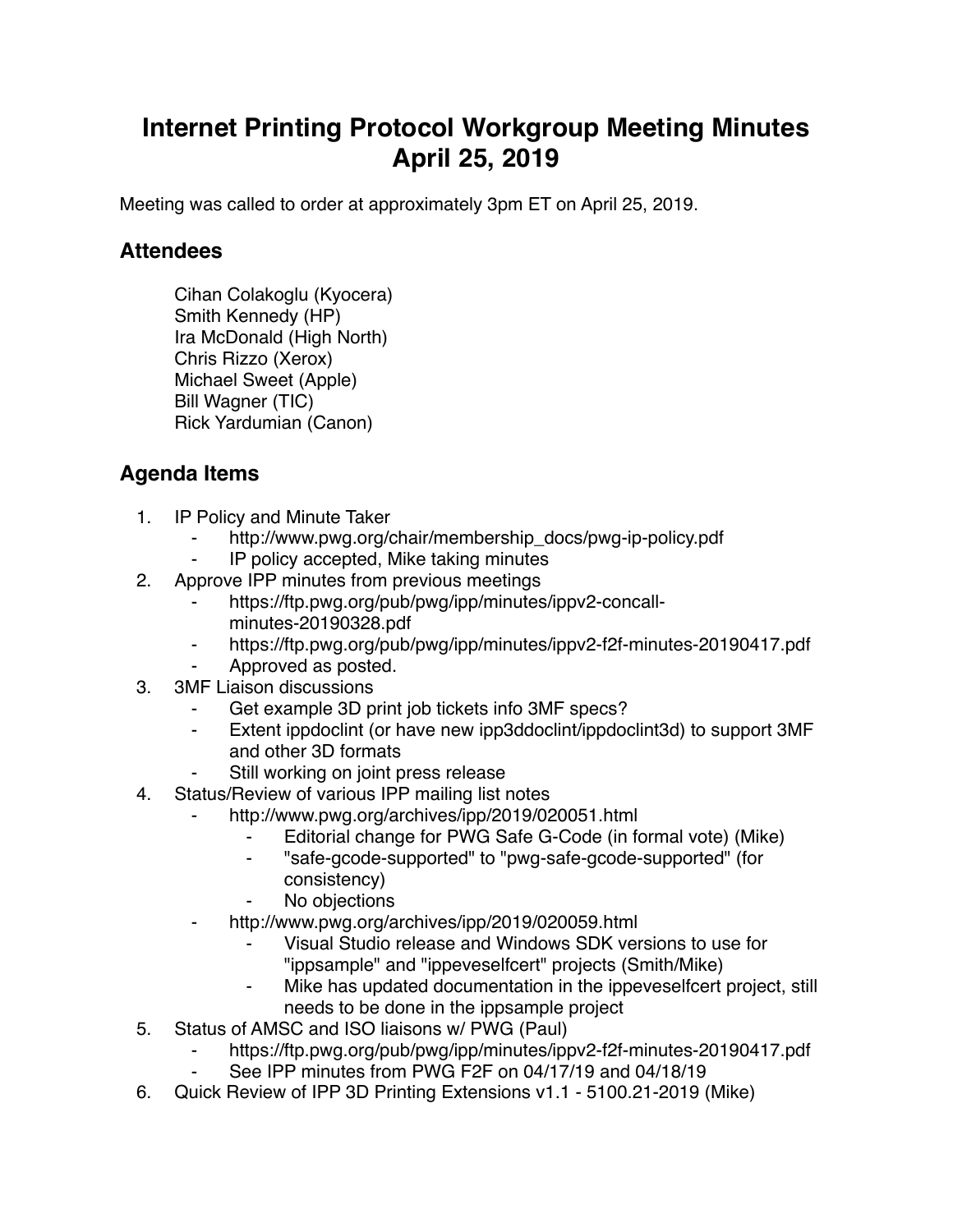# Internet Printing Protocol Workgroup Meeting Minutes April 25, 2019

Meeting was called to order at approximately 3pm ET on April 25, 2019.

## Attendees

Cihan Colakoglu (Kyocera)
Smith Kennedy (HP)
Ira McDonald (High North)
Chris Rizzo (Xerox)
Michael Sweet (Apple)
Bill Wagner (TIC)
Rick Yardumian (Canon)

## Agenda Items

1. IP Policy and Minute Taker
    - http://www.pwg.org/chair/membership_docs/pwg-ip-policy.pdf
    - IP policy accepted, Mike taking minutes
2. Approve IPP minutes from previous meetings
    - https://ftp.pwg.org/pub/pwg/ipp/minutes/ippv2-concall-minutes-20190328.pdf
    - https://ftp.pwg.org/pub/pwg/ipp/minutes/ippv2-f2f-minutes-20190417.pdf
    - Approved as posted.
3. 3MF Liaison discussions
    - Get example 3D print job tickets info 3MF specs?
    - Extent ippdoclint (or have new ipp3ddoclint/ippdoclint3d) to support 3MF and other 3D formats
    - Still working on joint press release
4. Status/Review of various IPP mailing list notes
    - http://www.pwg.org/archives/ipp/2019/020051.html
        - Editorial change for PWG Safe G-Code (in formal vote) (Mike)
        - "safe-gcode-supported" to "pwg-safe-gcode-supported" (for consistency)
        - No objections
    - http://www.pwg.org/archives/ipp/2019/020059.html
        - Visual Studio release and Windows SDK versions to use for "ippsample" and "ippeveselfcert" projects (Smith/Mike)
        - Mike has updated documentation in the ippeveselfcert project, still needs to be done in the ippsample project
5. Status of AMSC and ISO liaisons w/ PWG (Paul)
    - https://ftp.pwg.org/pub/pwg/ipp/minutes/ippv2-f2f-minutes-20190417.pdf
    - See IPP minutes from PWG F2F on 04/17/19 and 04/18/19
6. Quick Review of IPP 3D Printing Extensions v1.1 - 5100.21-2019 (Mike)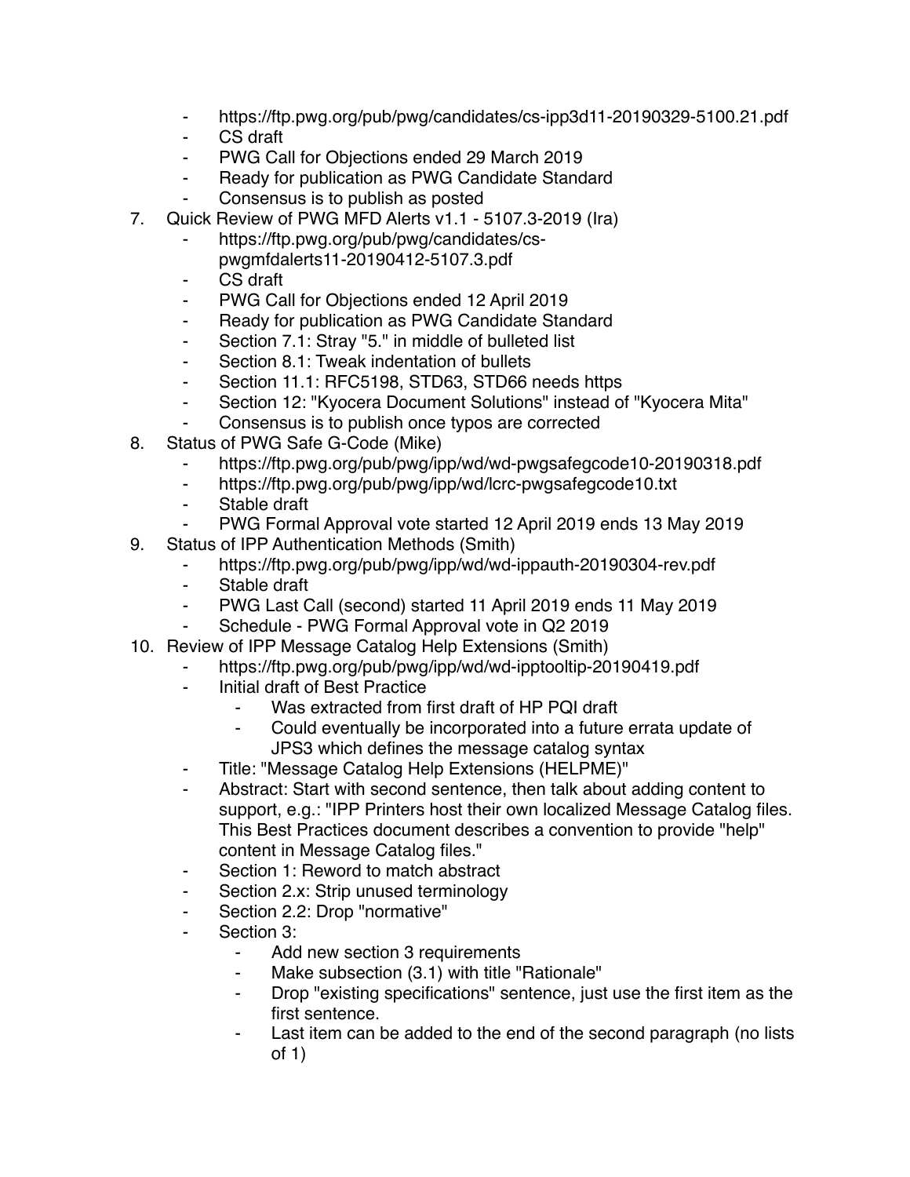- https://ftp.pwg.org/pub/pwg/candidates/cs-ipp3d11-20190329-5100.21.pdf
- CS draft
- PWG Call for Objections ended 29 March 2019
- Ready for publication as PWG Candidate Standard
- Consensus is to publish as posted

7. Quick Review of PWG MFD Alerts v1.1 - 5107.3-2019 (Ira)
    - https://ftp.pwg.org/pub/pwg/candidates/cs-pwgmfdalerts11-20190412-5107.3.pdf
    - CS draft
    - PWG Call for Objections ended 12 April 2019
    - Ready for publication as PWG Candidate Standard
    - Section 7.1: Stray "5." in middle of bulleted list
    - Section 8.1: Tweak indentation of bullets
    - Section 11.1: RFC5198, STD63, STD66 needs https
    - Section 12: "Kyocera Document Solutions" instead of "Kyocera Mita"
    - Consensus is to publish once typos are corrected
8. Status of PWG Safe G-Code (Mike)
    - https://ftp.pwg.org/pub/pwg/ipp/wd/wd-pwgsafegcode10-20190318.pdf
    - https://ftp.pwg.org/pub/pwg/ipp/wd/lcrc-pwgsafegcode10.txt
    - Stable draft
    - PWG Formal Approval vote started 12 April 2019 ends 13 May 2019
9. Status of IPP Authentication Methods (Smith)
    - https://ftp.pwg.org/pub/pwg/ipp/wd/wd-ippauth-20190304-rev.pdf
    - Stable draft
    - PWG Last Call (second) started 11 April 2019 ends 11 May 2019
    - Schedule - PWG Formal Approval vote in Q2 2019
10. Review of IPP Message Catalog Help Extensions (Smith)
    - https://ftp.pwg.org/pub/pwg/ipp/wd/wd-ipptooltip-20190419.pdf
    - Initial draft of Best Practice
        - Was extracted from first draft of HP PQI draft
        - Could eventually be incorporated into a future errata update of JPS3 which defines the message catalog syntax
    - Title: "Message Catalog Help Extensions (HELPME)"
    - Abstract: Start with second sentence, then talk about adding content to support, e.g.: "IPP Printers host their own localized Message Catalog files. This Best Practices document describes a convention to provide "help" content in Message Catalog files."
    - Section 1: Reword to match abstract
    - Section 2.x: Strip unused terminology
    - Section 2.2: Drop "normative"
    - Section 3:
        - Add new section 3 requirements
        - Make subsection (3.1) with title "Rationale"
        - Drop "existing specifications" sentence, just use the first item as the first sentence.
        - Last item can be added to the end of the second paragraph (no lists of 1)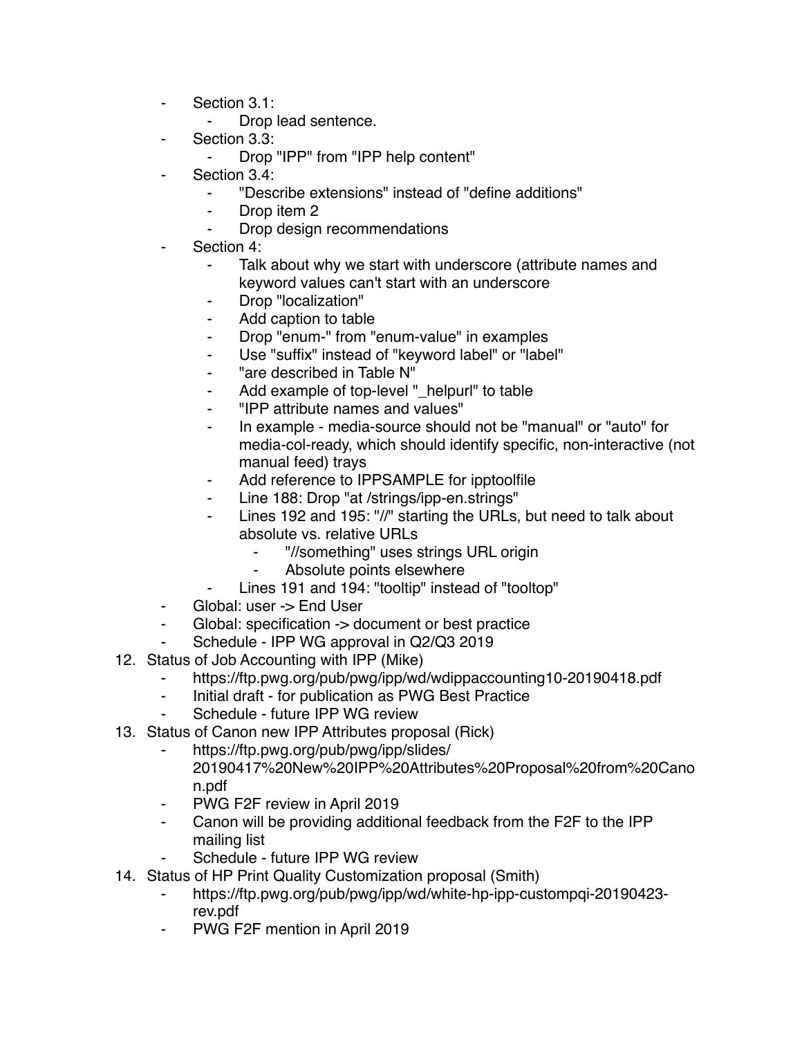- Section 3.1:
    - Drop lead sentence.
- Section 3.3:
    - Drop "IPP" from "IPP help content"
- Section 3.4:
    - "Describe extensions" instead of "define additions"
    - Drop item 2
    - Drop design recommendations
- Section 4:
    - Talk about why we start with underscore (attribute names and keyword values can't start with an underscore
    - Drop "localization"
    - Add caption to table
    - Drop "enum-" from "enum-value" in examples
    - Use "suffix" instead of "keyword label" or "label"
    - "are described in Table N"
    - Add example of top-level "_helpurl" to table
    - "IPP attribute names and values"
    - In example - media-source should not be "manual" or "auto" for media-col-ready, which should identify specific, non-interactive (not manual feed) trays
    - Add reference to IPPSAMPLE for ipptoolfile
    - Line 188: Drop "at /strings/ipp-en.strings"
    - Lines 192 and 195: "//" starting the URLs, but need to talk about absolute vs. relative URLs
        - "//something" uses strings URL origin
        - Absolute points elsewhere
    - Lines 191 and 194: "tooltip" instead of "tooltop"
- Global: user -> End User
- Global: specification -> document or best practice
- Schedule - IPP WG approval in Q2/Q3 2019

12. Status of Job Accounting with IPP (Mike)
    - https://ftp.pwg.org/pub/pwg/ipp/wd/wdippaccounting10-20190418.pdf
    - Initial draft - for publication as PWG Best Practice
    - Schedule - future IPP WG review
13. Status of Canon new IPP Attributes proposal (Rick)
    - https://ftp.pwg.org/pub/pwg/ipp/slides/20190417%20New%20IPP%20Attributes%20Proposal%20from%20Canon.pdf
    - PWG F2F review in April 2019
    - Canon will be providing additional feedback from the F2F to the IPP mailing list
    - Schedule - future IPP WG review
14. Status of HP Print Quality Customization proposal (Smith)
    - https://ftp.pwg.org/pub/pwg/ipp/wd/white-hp-ipp-custompqi-20190423-rev.pdf
    - PWG F2F mention in April 2019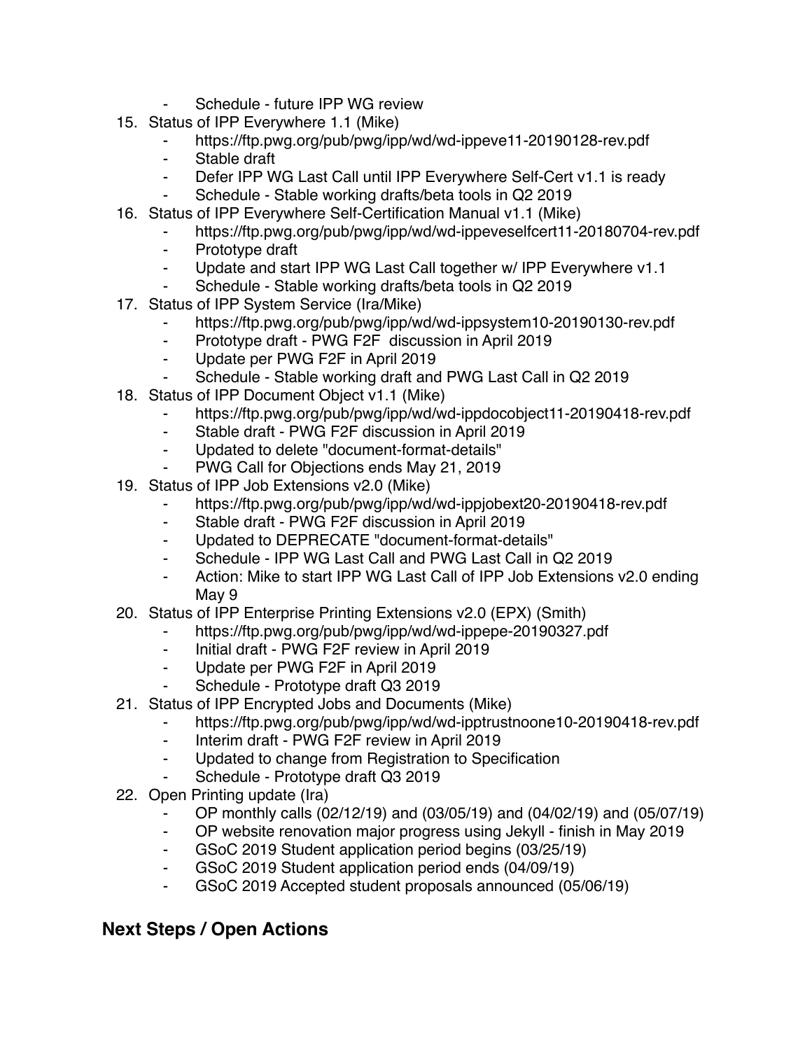- Schedule - future IPP WG review
15. Status of IPP Everywhere 1.1 (Mike)
    - https://ftp.pwg.org/pub/pwg/ipp/wd/wd-ippeve11-20190128-rev.pdf
    - Stable draft
    - Defer IPP WG Last Call until IPP Everywhere Self-Cert v1.1 is ready
    - Schedule - Stable working drafts/beta tools in Q2 2019
16. Status of IPP Everywhere Self-Certification Manual v1.1 (Mike)
    - https://ftp.pwg.org/pub/pwg/ipp/wd/wd-ippeveselfcert11-20180704-rev.pdf
    - Prototype draft
    - Update and start IPP WG Last Call together w/ IPP Everywhere v1.1
    - Schedule - Stable working drafts/beta tools in Q2 2019
17. Status of IPP System Service (Ira/Mike)
    - https://ftp.pwg.org/pub/pwg/ipp/wd/wd-ippsystem10-20190130-rev.pdf
    - Prototype draft - PWG F2F discussion in April 2019
    - Update per PWG F2F in April 2019
    - Schedule - Stable working draft and PWG Last Call in Q2 2019
18. Status of IPP Document Object v1.1 (Mike)
    - https://ftp.pwg.org/pub/pwg/ipp/wd/wd-ippdocobject11-20190418-rev.pdf
    - Stable draft - PWG F2F discussion in April 2019
    - Updated to delete "document-format-details"
    - PWG Call for Objections ends May 21, 2019
19. Status of IPP Job Extensions v2.0 (Mike)
    - https://ftp.pwg.org/pub/pwg/ipp/wd/wd-ippjobext20-20190418-rev.pdf
    - Stable draft - PWG F2F discussion in April 2019
    - Updated to DEPRECATE "document-format-details"
    - Schedule - IPP WG Last Call and PWG Last Call in Q2 2019
    - Action: Mike to start IPP WG Last Call of IPP Job Extensions v2.0 ending May 9
20. Status of IPP Enterprise Printing Extensions v2.0 (EPX) (Smith)
    - https://ftp.pwg.org/pub/pwg/ipp/wd/wd-ippepe-20190327.pdf
    - Initial draft - PWG F2F review in April 2019
    - Update per PWG F2F in April 2019
    - Schedule - Prototype draft Q3 2019
21. Status of IPP Encrypted Jobs and Documents (Mike)
    - https://ftp.pwg.org/pub/pwg/ipp/wd/wd-ipptrustnoone10-20190418-rev.pdf
    - Interim draft - PWG F2F review in April 2019
    - Updated to change from Registration to Specification
    - Schedule - Prototype draft Q3 2019
22. Open Printing update (Ira)
    - OP monthly calls (02/12/19) and (03/05/19) and (04/02/19) and (05/07/19)
    - OP website renovation major progress using Jekyll - finish in May 2019
    - GSoC 2019 Student application period begins (03/25/19)
    - GSoC 2019 Student application period ends (04/09/19)
    - GSoC 2019 Accepted student proposals announced (05/06/19)

## Next Steps / Open Actions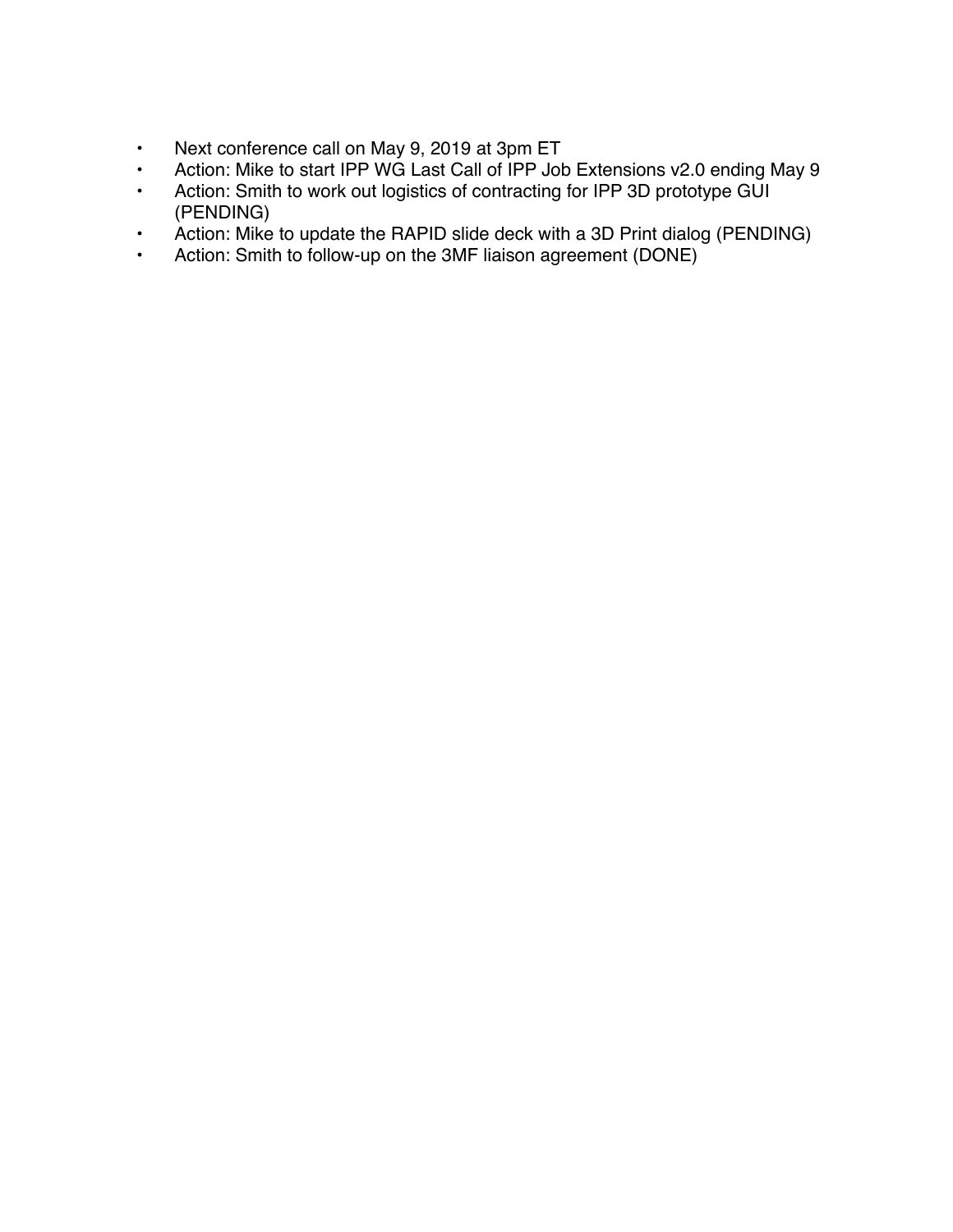- Next conference call on May 9, 2019 at 3pm ET
- Action: Mike to start IPP WG Last Call of IPP Job Extensions v2.0 ending May 9
- Action: Smith to work out logistics of contracting for IPP 3D prototype GUI (PENDING)
- Action: Mike to update the RAPID slide deck with a 3D Print dialog (PENDING)
- Action: Smith to follow-up on the 3MF liaison agreement (DONE)